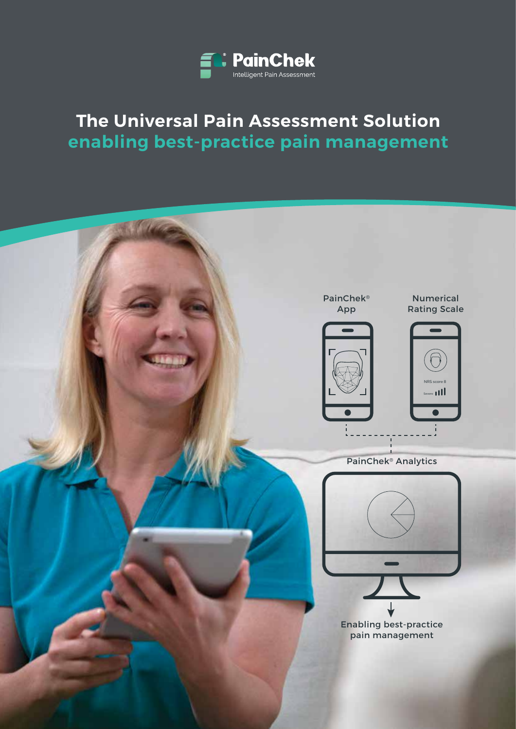PainChek®

Intelligent Pain Assessment

# The Universal Pain Assessment Solution

## enabling best-practice pain management

PainChek® App

Numerical Rating Scale

NRS score 8

Severe

PainChek® Analytics

Enabling best-practice pain management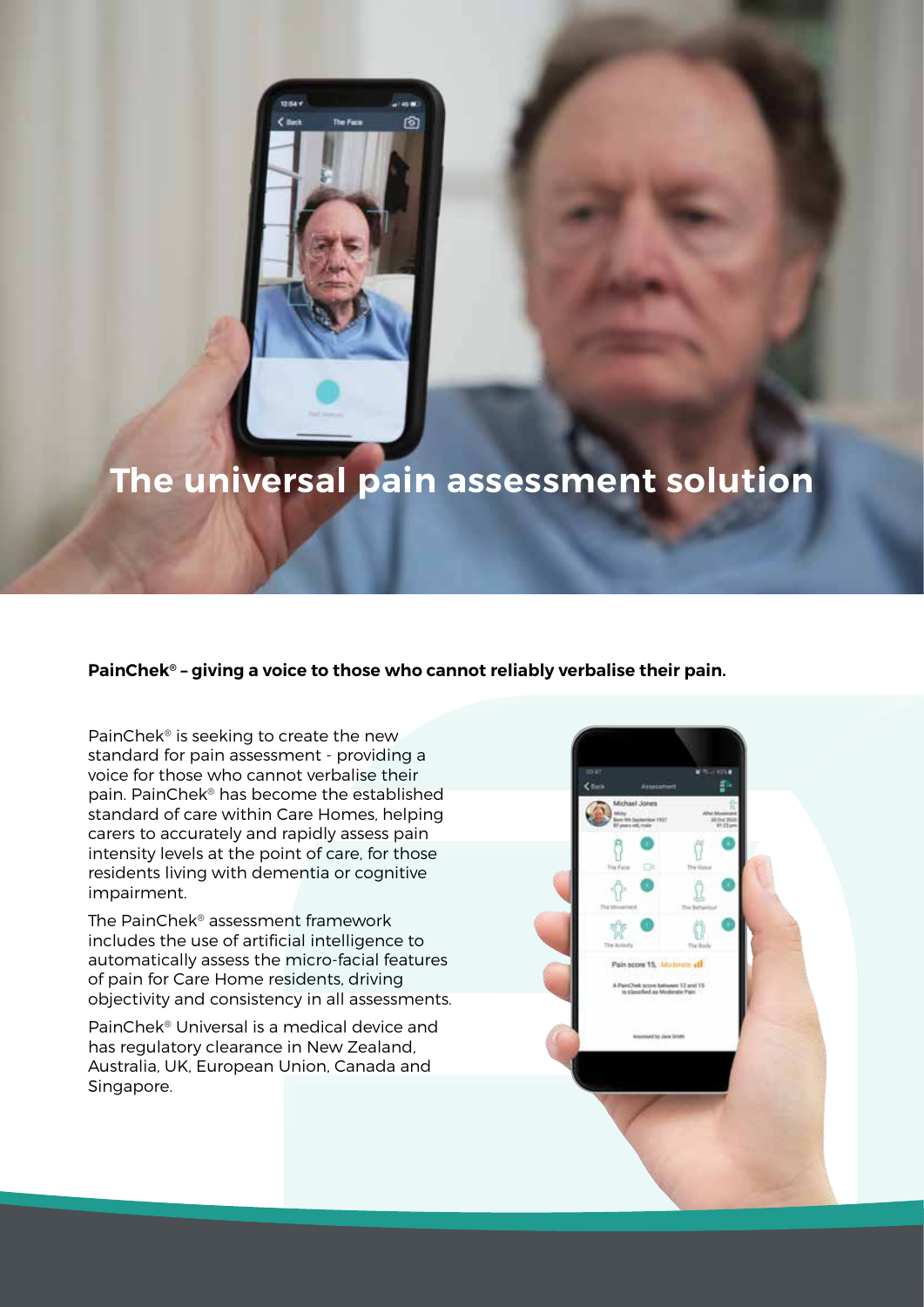# The universal pain assessment solution

**PainChek® – giving a voice to those who cannot reliably verbalise their pain.**

PainChek® is seeking to create the new standard for pain assessment - providing a voice for those who cannot verbalise their pain. PainChek® has become the established standard of care within Care Homes, helping carers to accurately and rapidly assess pain intensity levels at the point of care, for those residents living with dementia or cognitive impairment.

The PainChek® assessment framework includes the use of artificial intelligence to automatically assess the micro-facial features of pain for Care Home residents, driving objectivity and consistency in all assessments.

PainChek® Universal is a medical device and has regulatory clearance in New Zealand, Australia, UK, European Union, Canada and Singapore.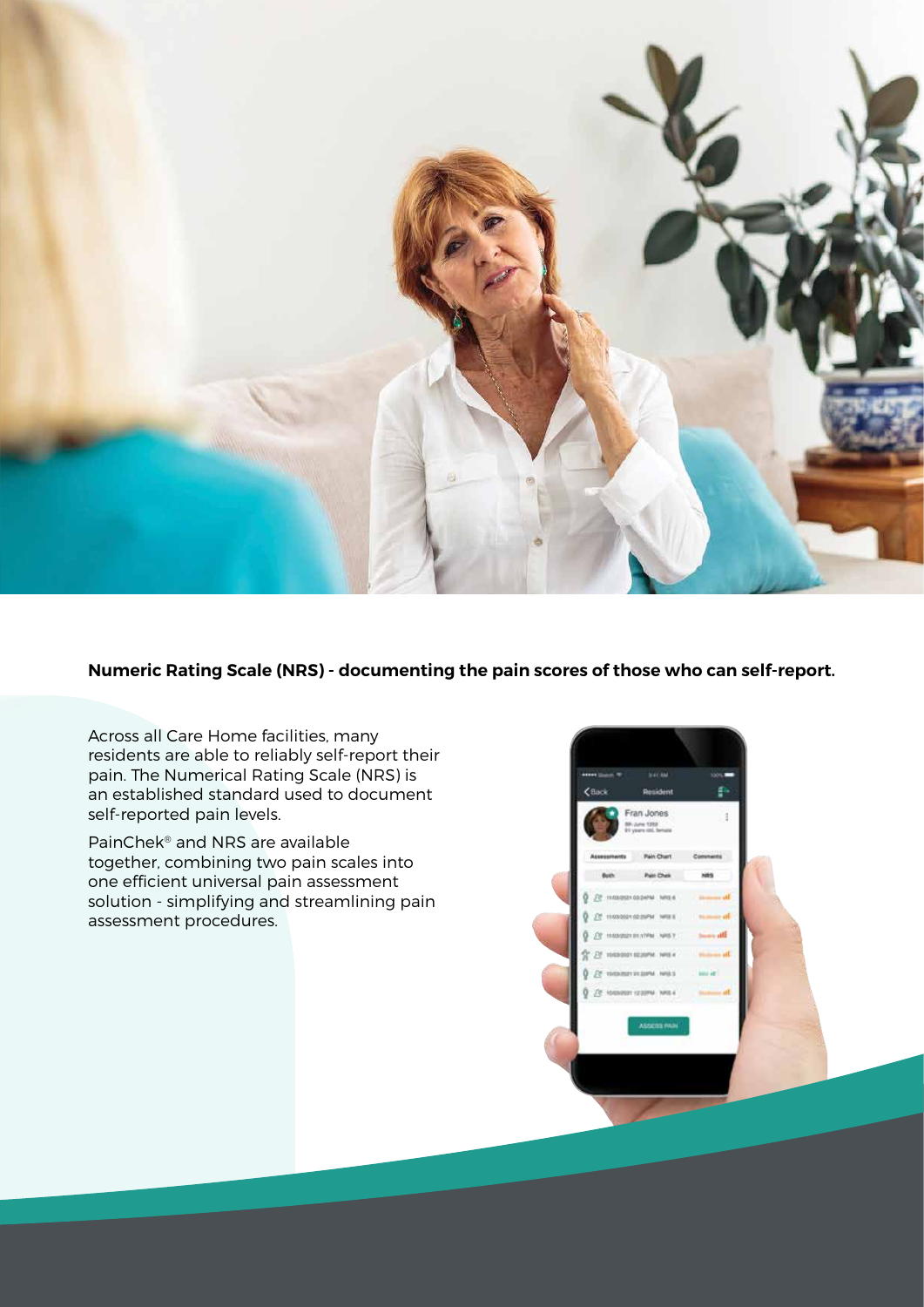**Numeric Rating Scale (NRS) - documenting the pain scores of those who can self-report.**

Across all Care Home facilities, many residents are able to reliably self-report their pain. The Numerical Rating Scale (NRS) is an established standard used to document self-reported pain levels.

PainChek® and NRS are available together, combining two pain scales into one efficient universal pain assessment solution - simplifying and streamlining pain assessment procedures.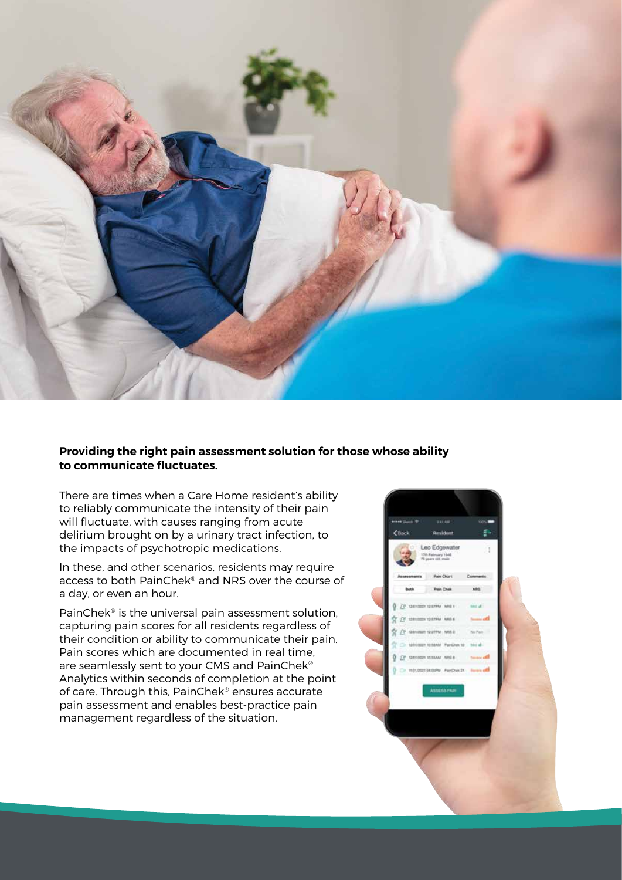**Providing the right pain assessment solution for those whose ability to communicate fluctuates.**

There are times when a Care Home resident's ability to reliably communicate the intensity of their pain will fluctuate, with causes ranging from acute delirium brought on by a urinary tract infection, to the impacts of psychotropic medications.

In these, and other scenarios, residents may require access to both PainChek® and NRS over the course of a day, or even an hour.

PainChek® is the universal pain assessment solution, capturing pain scores for all residents regardless of their condition or ability to communicate their pain. Pain scores which are documented in real time, are seamlessly sent to your CMS and PainChek® Analytics within seconds of completion at the point of care. Through this, PainChek® ensures accurate pain assessment and enables best-practice pain management regardless of the situation.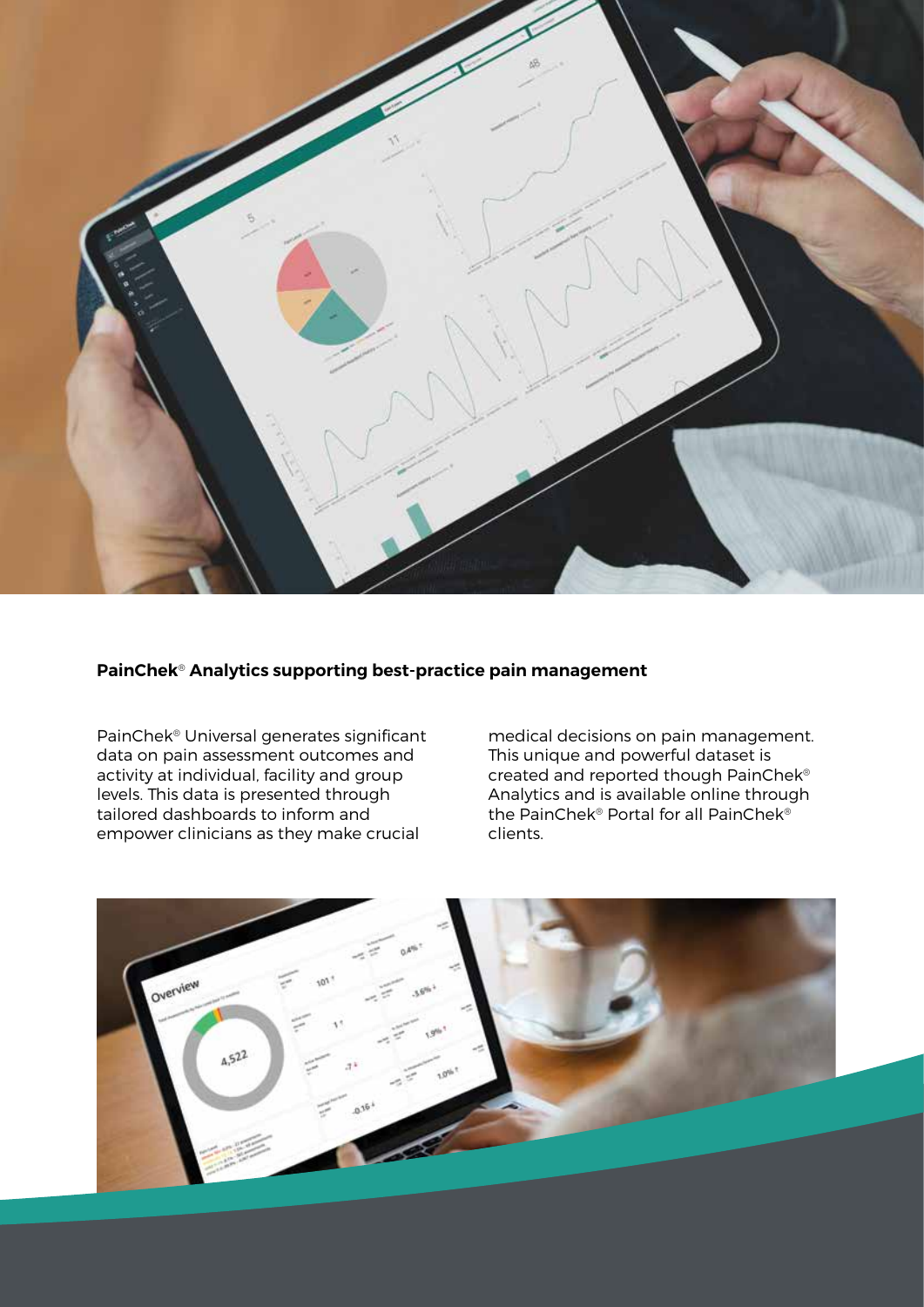**PainChek® Analytics supporting best-practice pain management**

PainChek® Universal generates significant data on pain assessment outcomes and activity at individual, facility and group levels. This data is presented through tailored dashboards to inform and empower clinicians as they make crucial medical decisions on pain management. This unique and powerful dataset is created and reported though PainChek® Analytics and is available online through the PainChek® Portal for all PainChek® clients.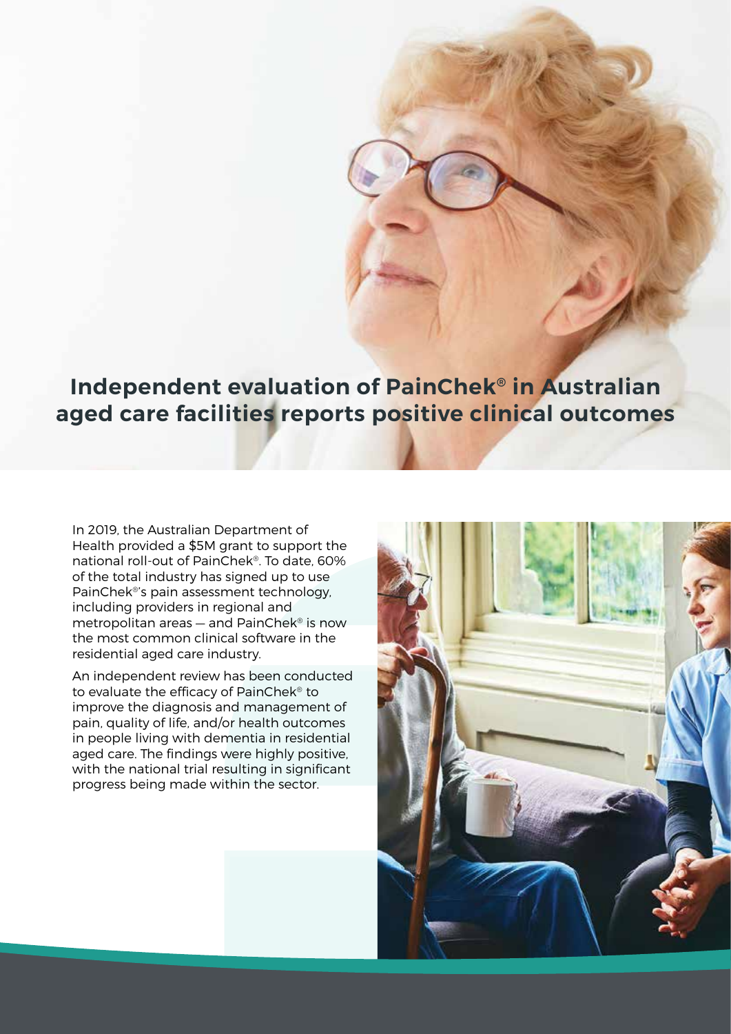# Independent evaluation of PainChek® in Australian aged care facilities reports positive clinical outcomes

In 2019, the Australian Department of Health provided a $5M grant to support the national roll-out of PainChek®. To date, 60% of the total industry has signed up to use PainChek®'s pain assessment technology, including providers in regional and metropolitan areas — and PainChek® is now the most common clinical software in the residential aged care industry.

An independent review has been conducted to evaluate the efficacy of PainChek® to improve the diagnosis and management of pain, quality of life, and/or health outcomes in people living with dementia in residential aged care. The findings were highly positive, with the national trial resulting in significant progress being made within the sector.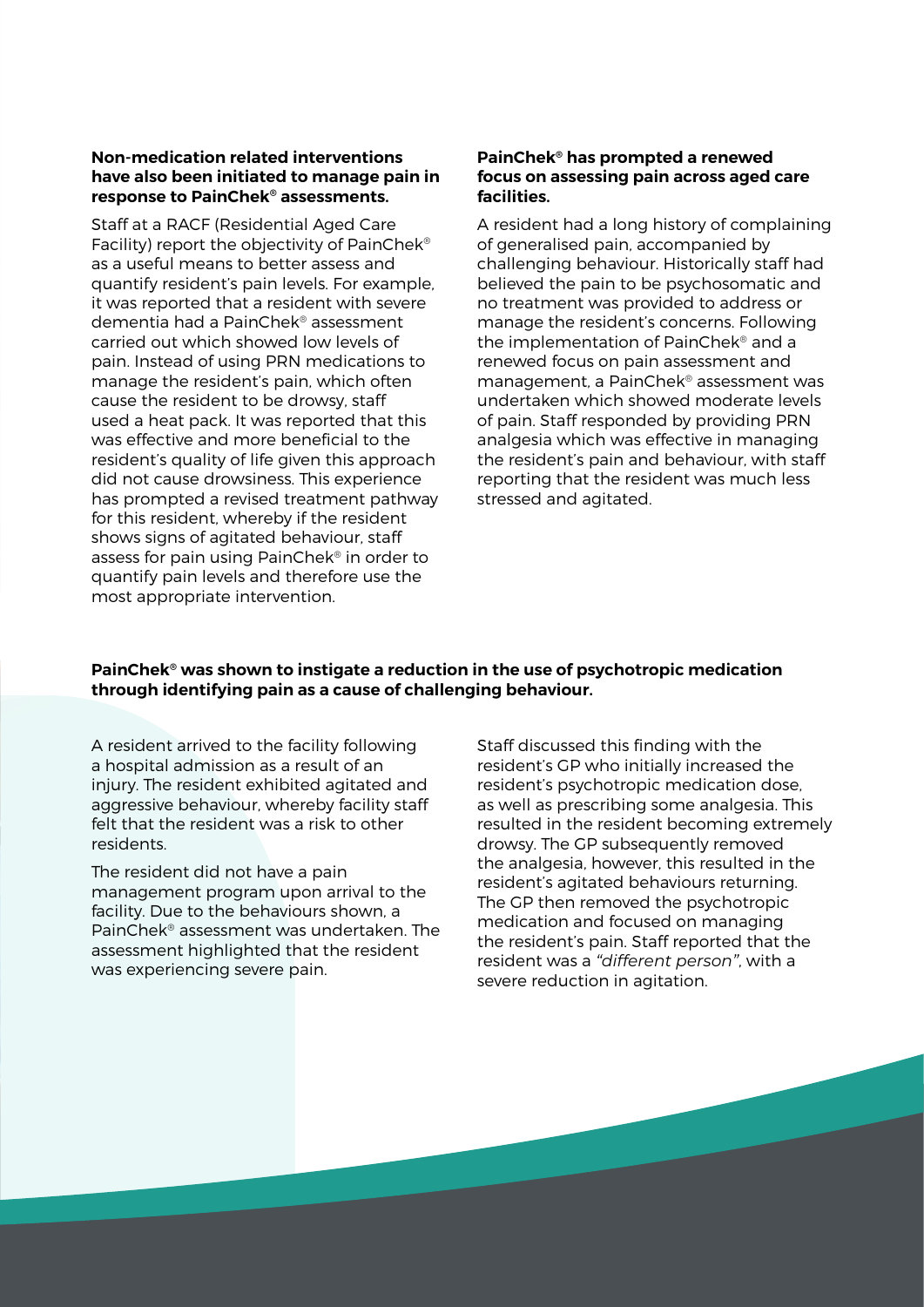**Non-medication related interventions have also been initiated to manage pain in response to PainChek® assessments.**

Staff at a RACF (Residential Aged Care Facility) report the objectivity of PainChek® as a useful means to better assess and quantify resident's pain levels. For example, it was reported that a resident with severe dementia had a PainChek® assessment carried out which showed low levels of pain. Instead of using PRN medications to manage the resident's pain, which often cause the resident to be drowsy, staff used a heat pack. It was reported that this was effective and more beneficial to the resident's quality of life given this approach did not cause drowsiness. This experience has prompted a revised treatment pathway for this resident, whereby if the resident shows signs of agitated behaviour, staff assess for pain using PainChek® in order to quantify pain levels and therefore use the most appropriate intervention.

**PainChek® has prompted a renewed focus on assessing pain across aged care facilities.**

A resident had a long history of complaining of generalised pain, accompanied by challenging behaviour. Historically staff had believed the pain to be psychosomatic and no treatment was provided to address or manage the resident's concerns. Following the implementation of PainChek® and a renewed focus on pain assessment and management, a PainChek® assessment was undertaken which showed moderate levels of pain. Staff responded by providing PRN analgesia which was effective in managing the resident's pain and behaviour, with staff reporting that the resident was much less stressed and agitated.

**PainChek® was shown to instigate a reduction in the use of psychotropic medication through identifying pain as a cause of challenging behaviour.**

A resident arrived to the facility following a hospital admission as a result of an injury. The resident exhibited agitated and aggressive behaviour, whereby facility staff felt that the resident was a risk to other residents.

The resident did not have a pain management program upon arrival to the facility. Due to the behaviours shown, a PainChek® assessment was undertaken. The assessment highlighted that the resident was experiencing severe pain.

Staff discussed this finding with the resident's GP who initially increased the resident's psychotropic medication dose, as well as prescribing some analgesia. This resulted in the resident becoming extremely drowsy. The GP subsequently removed the analgesia, however, this resulted in the resident's agitated behaviours returning. The GP then removed the psychotropic medication and focused on managing the resident's pain. Staff reported that the resident was a *"different person"*, with a severe reduction in agitation.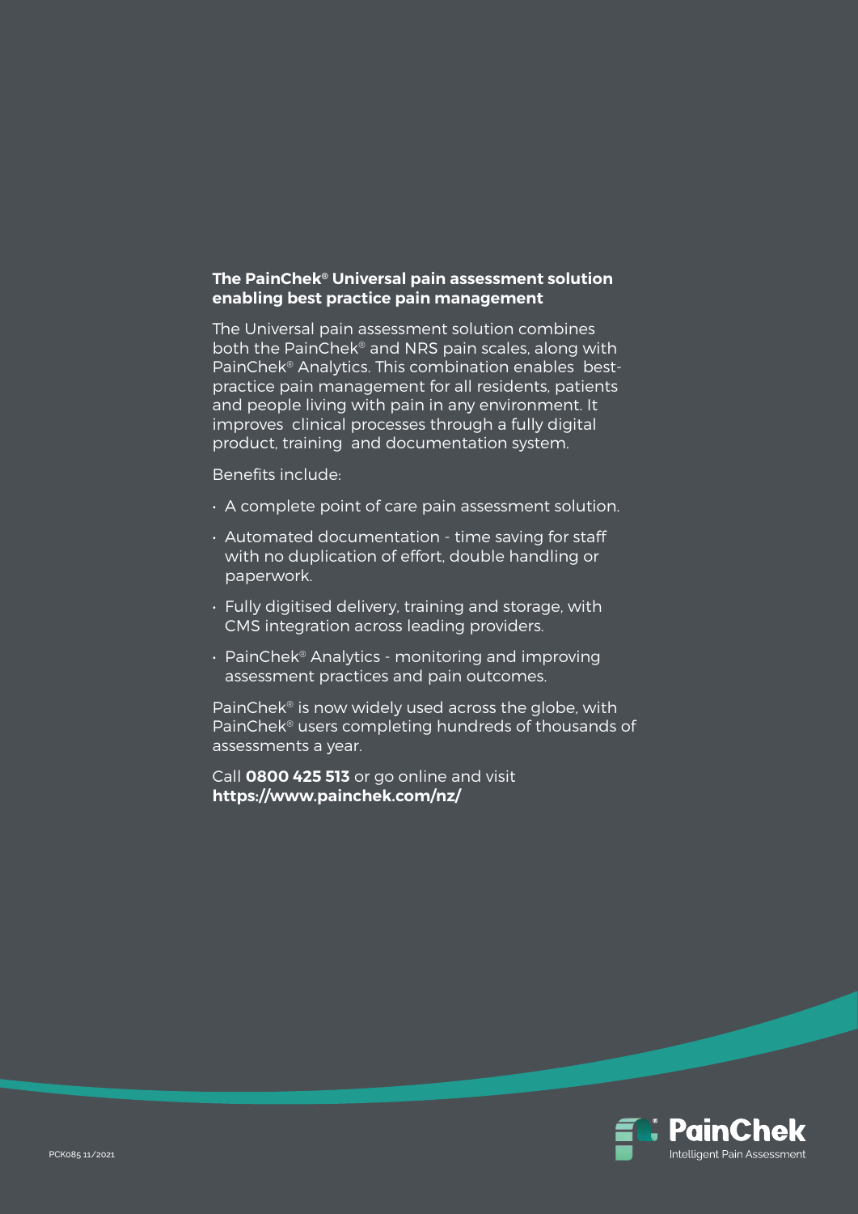**The PainChek® Universal pain assessment solution enabling best practice pain management**

The Universal pain assessment solution combines both the PainChek® and NRS pain scales, along with PainChek® Analytics. This combination enables best-practice pain management for all residents, patients and people living with pain in any environment. It improves clinical processes through a fully digital product, training and documentation system.

Benefits include:

- A complete point of care pain assessment solution.
- Automated documentation - time saving for staff with no duplication of effort, double handling or paperwork.
- Fully digitised delivery, training and storage, with CMS integration across leading providers.
- PainChek® Analytics - monitoring and improving assessment practices and pain outcomes.

PainChek® is now widely used across the globe, with PainChek® users completing hundreds of thousands of assessments a year.

Call **0800 425 513** or go online and visit **https://www.painchek.com/nz/**

PainChek® Intelligent Pain Assessment

PCK085 11/2021